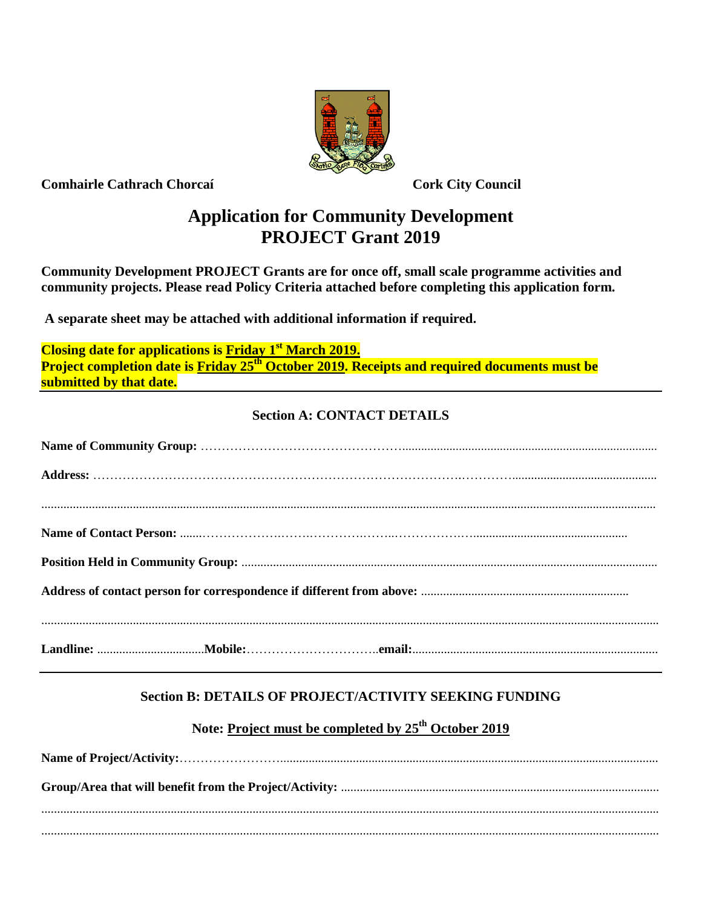**Comhairle Cathrach Chorcaí** **Cork City Council**

# Application for Community Development PROJECT Grant 2019

**Community Development PROJECT Grants are for once off, small scale programme activities and community projects. Please read Policy Criteria attached before completing this application form.**

**A separate sheet may be attached with additional information if required.**

**Closing date for applications is <u>Friday 1st March 2019.</u>**
**Project completion date is <u>Friday 25th October 2019</u>. Receipts and required documents must be submitted by that date.**

---

## Section A: CONTACT DETAILS

**Name of Community Group:** ……………………………………………………………………………

**Address:** ……………………………………………………………………………………………………

……………………………………………………………………………………………………………………

**Name of Contact Person:** ……………………………………………………………………………

**Position Held in Community Group:** ……………………………………………………………………

**Address of contact person for correspondence if different from above:** ……………………………

……………………………………………………………………………………………………………………

**Landline:** ……………………**Mobile:**……………………………**email:**……………………………………

---

## Section B: DETAILS OF PROJECT/ACTIVITY SEEKING FUNDING

### Note: <u>Project must be completed by 25th October 2019</u>

**Name of Project/Activity:**……………………………………………………………………………………

**Group/Area that will benefit from the Project/Activity:** ………………………………………………

……………………………………………………………………………………………………………………

……………………………………………………………………………………………………………………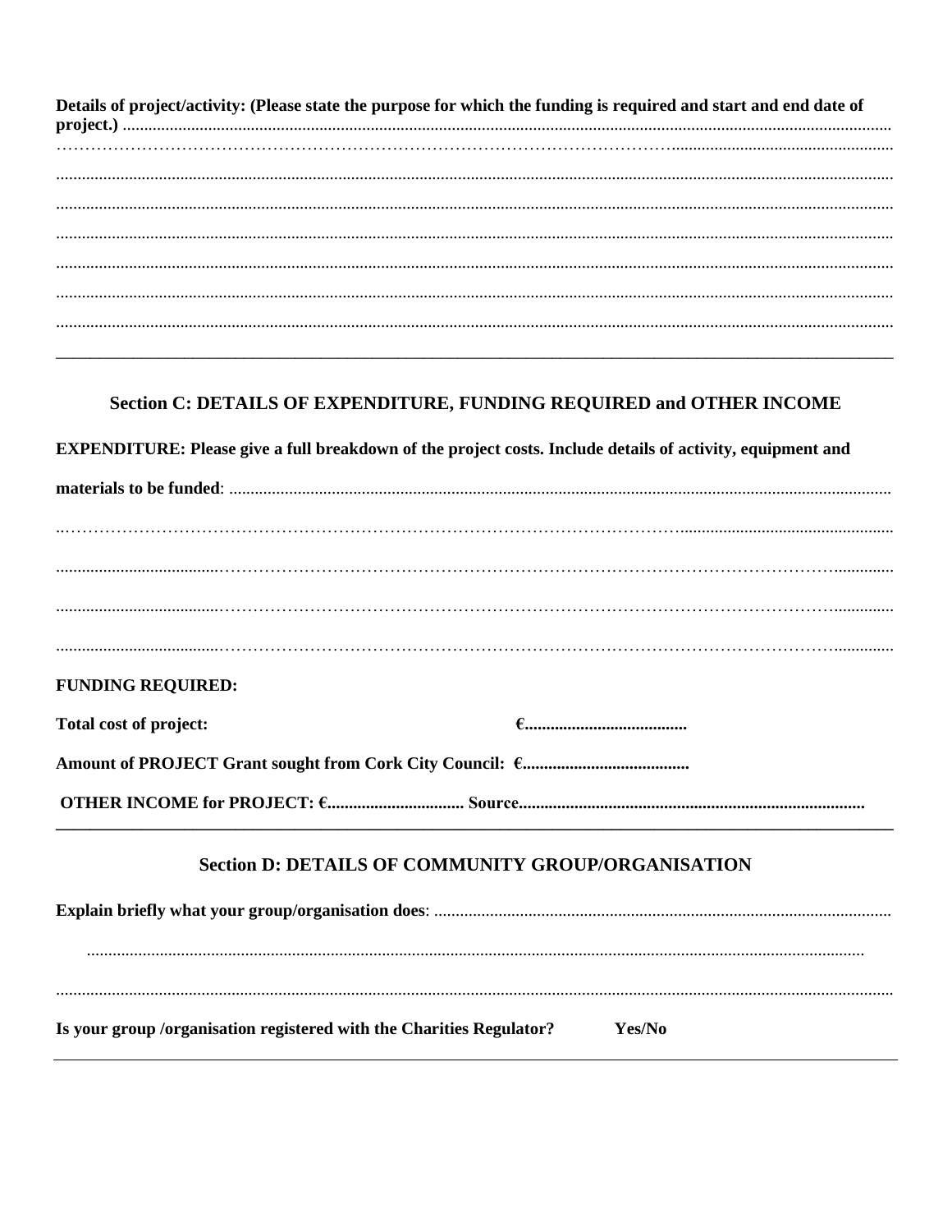**Details of project/activity: (Please state the purpose for which the funding is required and start and end date of project.)** ...................................................................................................................................................................

...................................................................................................................................................................

...................................................................................................................................................................

...................................................................................................................................................................

...................................................................................................................................................................

...................................................................................................................................................................

...................................................................................................................................................................

...................................................................................................................................................................

---

## Section C: DETAILS OF EXPENDITURE, FUNDING REQUIRED and OTHER INCOME

**EXPENDITURE: Please give a full breakdown of the project costs. Include details of activity, equipment and materials to be funded**: ...................................................................................................................................................................

...................................................................................................................................................................

...................................................................................................................................................................

...................................................................................................................................................................

...................................................................................................................................................................

**FUNDING REQUIRED:**

**Total cost of project:** **€......................................**

**Amount of PROJECT Grant sought from Cork City Council: €.......................................**

**OTHER INCOME for PROJECT: €................................ Source................................................................................**

---

## Section D: DETAILS OF COMMUNITY GROUP/ORGANISATION

**Explain briefly what your group/organisation does**: ...................................................................................................................................................................

...................................................................................................................................................................

...................................................................................................................................................................

**Is your group /organisation registered with the Charities Regulator? Yes/No**

---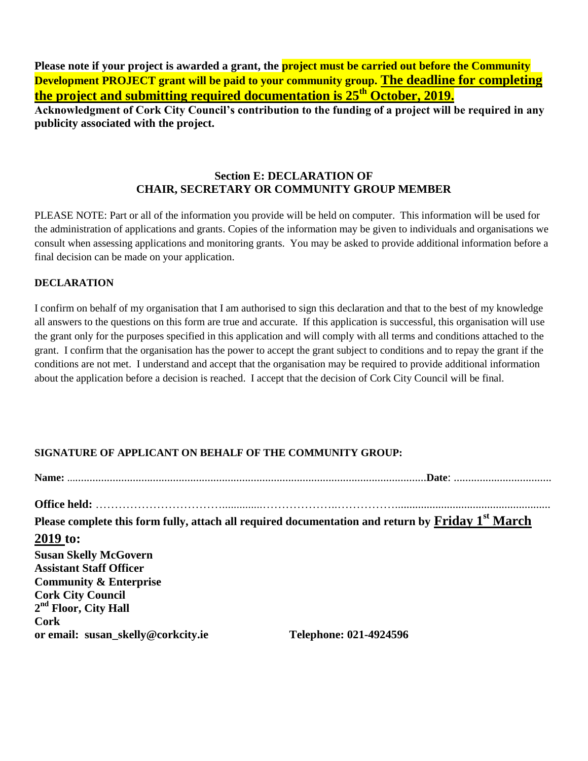**Please note if your project is awarded a grant, the project must be carried out before the Community Development PROJECT grant will be paid to your community group. The deadline for completing the project and submitting required documentation is 25th October, 2019.**

**Acknowledgment of Cork City Council's contribution to the funding of a project will be required in any publicity associated with the project.**

## Section E: DECLARATION OF CHAIR, SECRETARY OR COMMUNITY GROUP MEMBER

PLEASE NOTE: Part or all of the information you provide will be held on computer. This information will be used for the administration of applications and grants. Copies of the information may be given to individuals and organisations we consult when assessing applications and monitoring grants. You may be asked to provide additional information before a final decision can be made on your application.

**DECLARATION**

I confirm on behalf of my organisation that I am authorised to sign this declaration and that to the best of my knowledge all answers to the questions on this form are true and accurate. If this application is successful, this organisation will use the grant only for the purposes specified in this application and will comply with all terms and conditions attached to the grant. I confirm that the organisation has the power to accept the grant subject to conditions and to repay the grant if the conditions are not met. I understand and accept that the organisation may be required to provide additional information about the application before a decision is reached. I accept that the decision of Cork City Council will be final.

**SIGNATURE OF APPLICANT ON BEHALF OF THE COMMUNITY GROUP:**

**Name:** .............................................................................................................................**Date**: .................................

**Office held:** ..........................................................................................................................................................

**Please complete this form fully, attach all required documentation and return by Friday 1st March 2019 to:**

**Susan Skelly McGovern**
**Assistant Staff Officer**
**Community & Enterprise**
**Cork City Council**
**2nd Floor, City Hall**
**Cork**
**or email: susan_skelly@corkcity.ie** **Telephone: 021-4924596**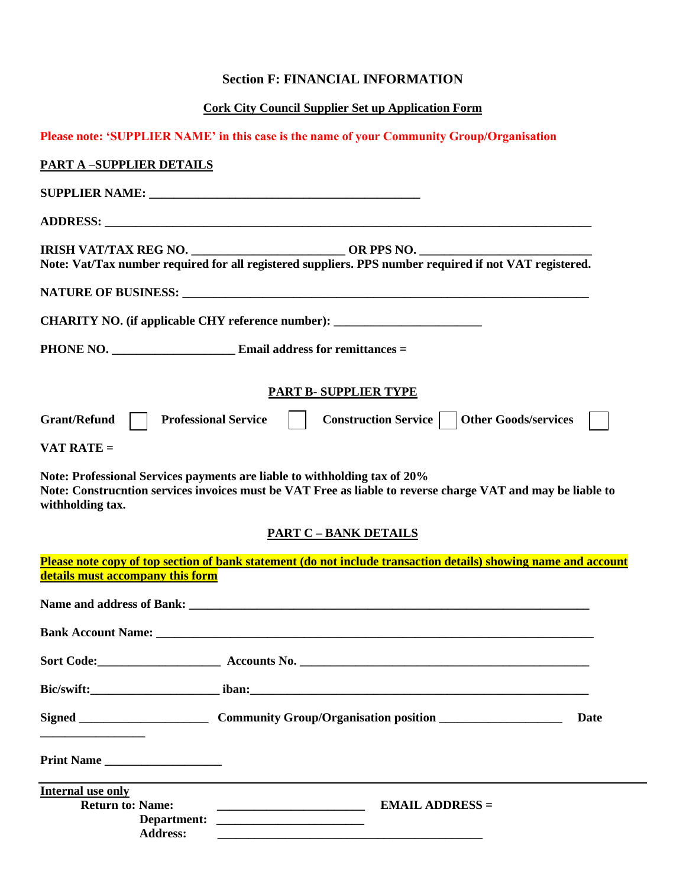## Section F: FINANCIAL INFORMATION

**Cork City Council Supplier Set up Application Form**

**Please note: 'SUPPLIER NAME' in this case is the name of your Community Group/Organisation**

**PART A –SUPPLIER DETAILS**

**SUPPLIER NAME:** ____________________________________________

**ADDRESS:** ________________________________________________________________________________

**IRISH VAT/TAX REG NO.** ________________________ **OR PPS NO.** ___________________________
**Note: Vat/Tax number required for all registered suppliers. PPS number required if not VAT registered.**

**NATURE OF BUSINESS:** _________________________________________________________________

**CHARITY NO. (if applicable CHY reference number):** _______________________

**PHONE NO.** ___________________ **Email address for remittances =**

**PART B- SUPPLIER TYPE**

**Grant/Refund** ☐ **Professional Service** ☐ **Construction Service** ☐ **Other Goods/services** ☐

**VAT RATE =**

**Note: Professional Services payments are liable to withholding tax of 20%**
**Note: Construcntion services invoices must be VAT Free as liable to reverse charge VAT and may be liable to withholding tax.**

**PART C – BANK DETAILS**

**Please note copy of top section of bank statement (do not include transaction details) showing name and account details must accompany this form**

**Name and address of Bank:** ______________________________________________________________

**Bank Account Name:** ____________________________________________________________________

**Sort Code:**___________________ **Accounts No.** _____________________________________________

**Bic/swift:**____________________ **iban:**_____________________________________________________

**Signed** ____________________ **Community Group/Organisation position** ___________________ **Date** ________________

**Print Name** __________________

**Internal use only**
**Return to: Name:** ______________________ **EMAIL ADDRESS =**
**Department:** ______________________
**Address:** __________________________________________